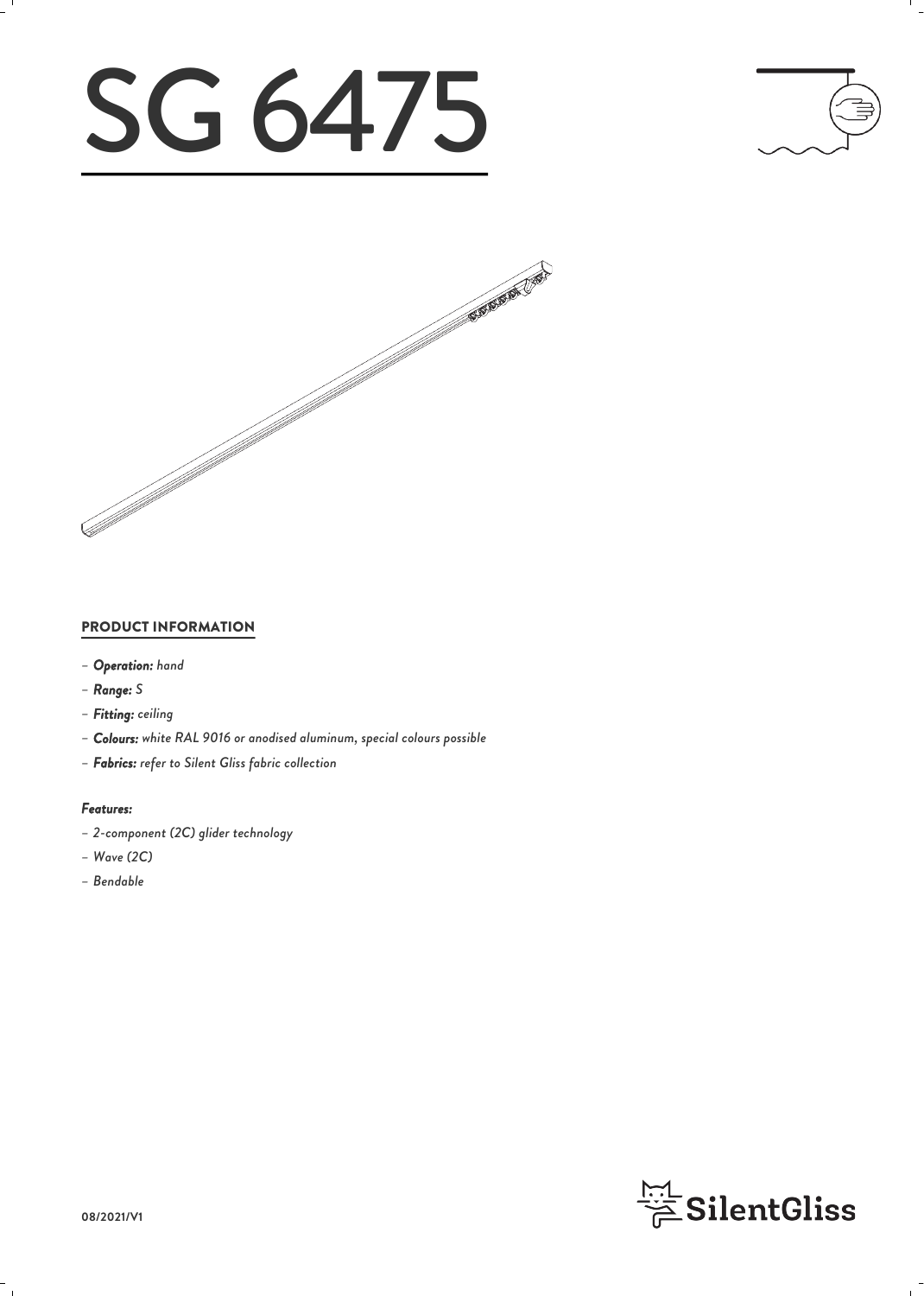# SG 6475

## PRODUCT INFORMATION

- ***Operation:*** *hand*
- ***Range:*** *S*
- ***Fitting:*** *ceiling*
- ***Colours:*** *white RAL 9016 or anodised aluminum, special colours possible*
- ***Fabrics:*** *refer to Silent Gliss fabric collection*

***Features:***

- *2-component (2C) glider technology*
- *Wave (2C)*
- *Bendable*

**08/2021/V1**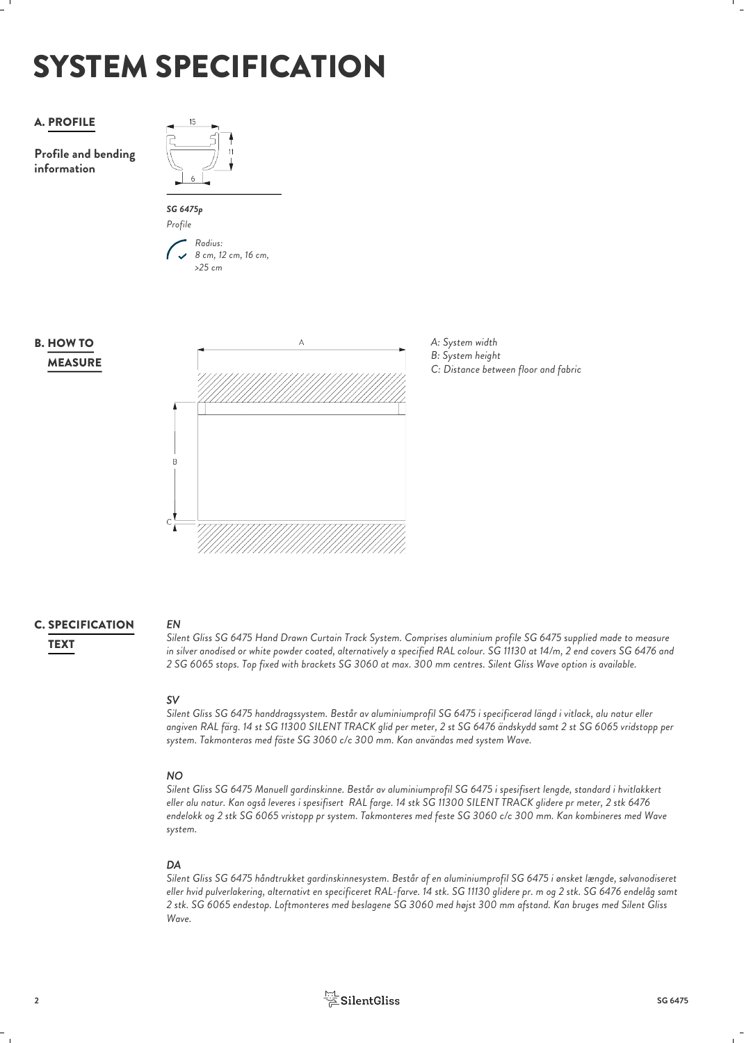# SYSTEM SPECIFICATION

## A. PROFILE

**Profile and bending information**

15

11

6

*SG 6475p*

*Profile*

*Radius:*
*8 cm, 12 cm, 16 cm, >25 cm*

## B. HOW TO MEASURE

A

B

C

*A: System width*
*B: System height*
*C: Distance between floor and fabric*

## C. SPECIFICATION TEXT

***EN***

*Silent Gliss SG 6475 Hand Drawn Curtain Track System. Comprises aluminium profile SG 6475 supplied made to measure in silver anodised or white powder coated, alternatively a specified RAL colour. SG 11130 at 14/m, 2 end covers SG 6476 and 2 SG 6065 stops. Top fixed with brackets SG 3060 at max. 300 mm centres. Silent Gliss Wave option is available.*

***SV***

*Silent Gliss SG 6475 handdragssystem. Består av aluminiumprofil SG 6475 i specificerad längd i vitlack, alu natur eller angiven RAL färg. 14 st SG 11300 SILENT TRACK glid per meter, 2 st SG 6476 ändskydd samt 2 st SG 6065 vridstopp per system. Takmonteras med fäste SG 3060 c/c 300 mm. Kan användas med system Wave.*

***NO***

*Silent Gliss SG 6475 Manuell gardinskinne. Består av aluminiumprofil SG 6475 i spesifisert lengde, standard i hvitlakkert eller alu natur. Kan også leveres i spesifisert RAL farge. 14 stk SG 11300 SILENT TRACK glidere pr meter, 2 stk 6476 endelokk og 2 stk SG 6065 vristopp pr system. Takmonteres med feste SG 3060 c/c 300 mm. Kan kombineres med Wave system.*

***DA***

*Silent Gliss SG 6475 håndtrukket gardinskinnesystem. Består af en aluminiumprofil SG 6475 i ønsket længde, sølvanodiseret eller hvid pulverlakering, alternativt en specificeret RAL-farve. 14 stk. SG 11130 glidere pr. m og 2 stk. SG 6476 endelåg samt 2 stk. SG 6065 endestop. Loftmonteres med beslagene SG 3060 med højst 300 mm afstand. Kan bruges med Silent Gliss Wave.*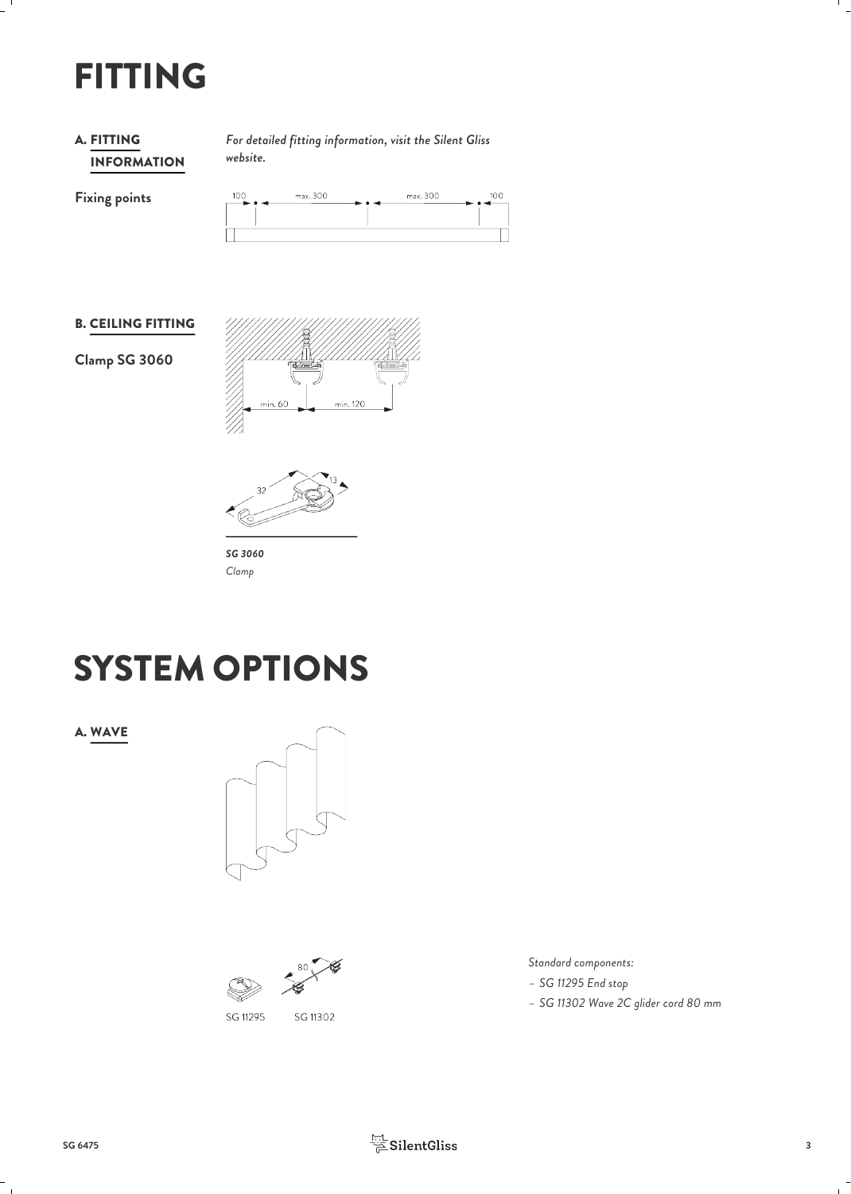# FITTING

## A. FITTING INFORMATION

*For detailed fitting information, visit the Silent Gliss website.*

**Fixing points**

100 max. 300 max. 300 100

## B. CEILING FITTING

**Clamp SG 3060**

min. 60 min. 120

32 13

***SG 3060***
*Clamp*

# SYSTEM OPTIONS

## A. WAVE

80

SG 11295 SG 11302

*Standard components:*

- *SG 11295 End stop*
- *SG 11302 Wave 2C glider cord 80 mm*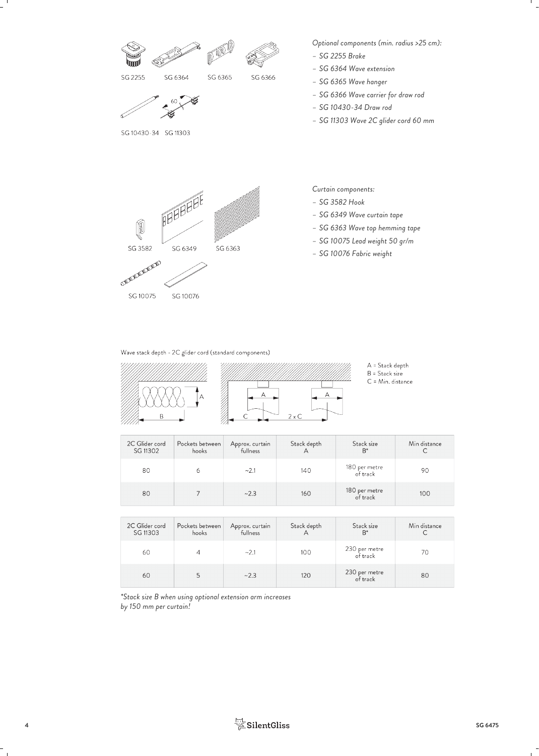*Optional components (min. radius >25 cm):*

- *SG 2255 Brake*
- *SG 6364 Wave extension*
- *SG 6365 Wave hanger*
- *SG 6366 Wave carrier for draw rod*
- *SG 10430-34 Draw rod*
- *SG 11303 Wave 2C glider cord 60 mm*

*Curtain components:*

- *SG 3582 Hook*
- *SG 6349 Wave curtain tape*
- *SG 6363 Wave top hemming tape*
- *SG 10075 Lead weight 50 gr/m*
- *SG 10076 Fabric weight*

Wave stack depth - 2C glider cord (standard components)

A = Stack depth
B = Stack size
C = Min. distance

| 2C Glider cord SG 11302 | Pockets between hooks | Approx. curtain fullness | Stack depth A | Stack size B* | Min distance C |
|---|---|---|---|---|---|
| 80 | 6 | ~2.1 | 140 | 180 per metre of track | 90 |
| 80 | 7 | ~2.3 | 160 | 180 per metre of track | 100 |

| 2C Glider cord SG 11303 | Pockets between hooks | Approx. curtain fullness | Stack depth A | Stack size B* | Min distance C |
|---|---|---|---|---|---|
| 60 | 4 | ~2.1 | 100 | 230 per metre of track | 70 |
| 60 | 5 | ~2.3 | 120 | 230 per metre of track | 80 |

*\*Stack size B when using optional extension arm increases by 150 mm per curtain!*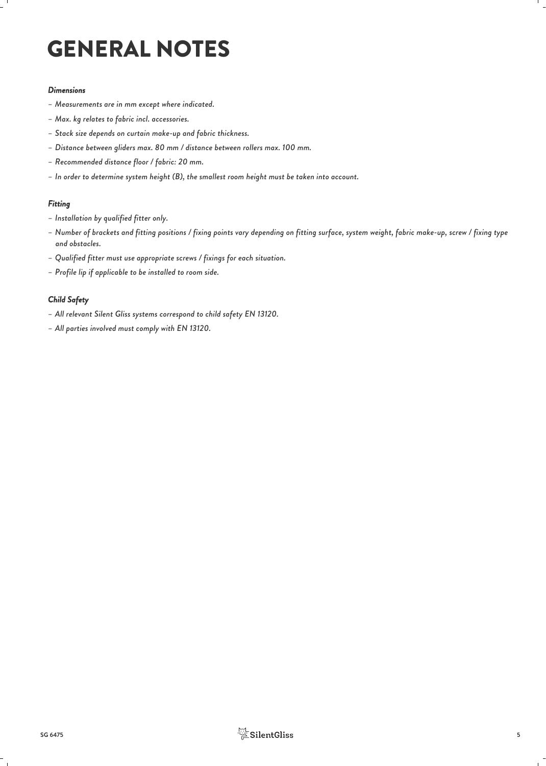# GENERAL NOTES

### *Dimensions*

- *Measurements are in mm except where indicated.*
- *Max. kg relates to fabric incl. accessories.*
- *Stack size depends on curtain make-up and fabric thickness.*
- *Distance between gliders max. 80 mm / distance between rollers max. 100 mm.*
- *Recommended distance floor / fabric: 20 mm.*
- *In order to determine system height (B), the smallest room height must be taken into account.*

### *Fitting*

- *Installation by qualified fitter only.*
- *Number of brackets and fitting positions / fixing points vary depending on fitting surface, system weight, fabric make-up, screw / fixing type and obstacles.*
- *Qualified fitter must use appropriate screws / fixings for each situation.*
- *Profile lip if applicable to be installed to room side.*

### *Child Safety*

- *All relevant Silent Gliss systems correspond to child safety EN 13120.*
- *All parties involved must comply with EN 13120.*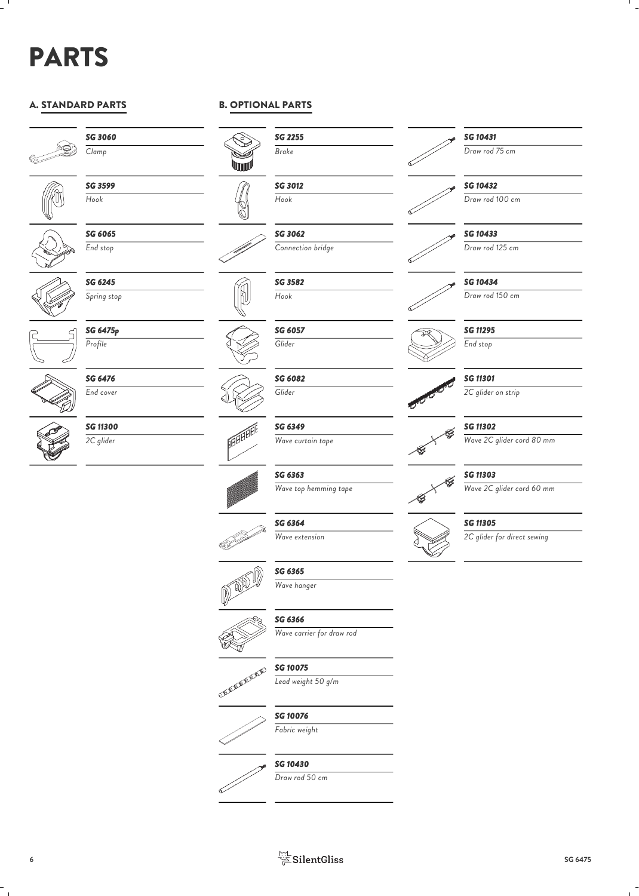# PARTS

## A. STANDARD PARTS

| Part no. | Description |
|---|---|
| ***SG 3060*** | *Clamp* |
| ***SG 3599*** | *Hook* |
| ***SG 6065*** | *End stop* |
| ***SG 6245*** | *Spring stop* |
| ***SG 6475p*** | *Profile* |
| ***SG 6476*** | *End cover* |
| ***SG 11300*** | *2C glider* |

## B. OPTIONAL PARTS

| Part no. | Description |
|---|---|
| ***SG 2255*** | *Brake* |
| ***SG 3012*** | *Hook* |
| ***SG 3062*** | *Connection bridge* |
| ***SG 3582*** | *Hook* |
| ***SG 6057*** | *Glider* |
| ***SG 6082*** | *Glider* |
| ***SG 6349*** | *Wave curtain tape* |
| ***SG 6363*** | *Wave top hemming tape* |
| ***SG 6364*** | *Wave extension* |
| ***SG 6365*** | *Wave hanger* |
| ***SG 6366*** | *Wave carrier for draw rod* |
| ***SG 10075*** | *Lead weight 50 g/m* |
| ***SG 10076*** | *Fabric weight* |
| ***SG 10430*** | *Draw rod 50 cm* |
| ***SG 10431*** | *Draw rod 75 cm* |
| ***SG 10432*** | *Draw rod 100 cm* |
| ***SG 10433*** | *Draw rod 125 cm* |
| ***SG 10434*** | *Draw rod 150 cm* |
| ***SG 11295*** | *End stop* |
| ***SG 11301*** | *2C glider on strip* |
| ***SG 11302*** | *Wave 2C glider cord 80 mm* |
| ***SG 11303*** | *Wave 2C glider cord 60 mm* |
| ***SG 11305*** | *2C glider for direct sewing* |